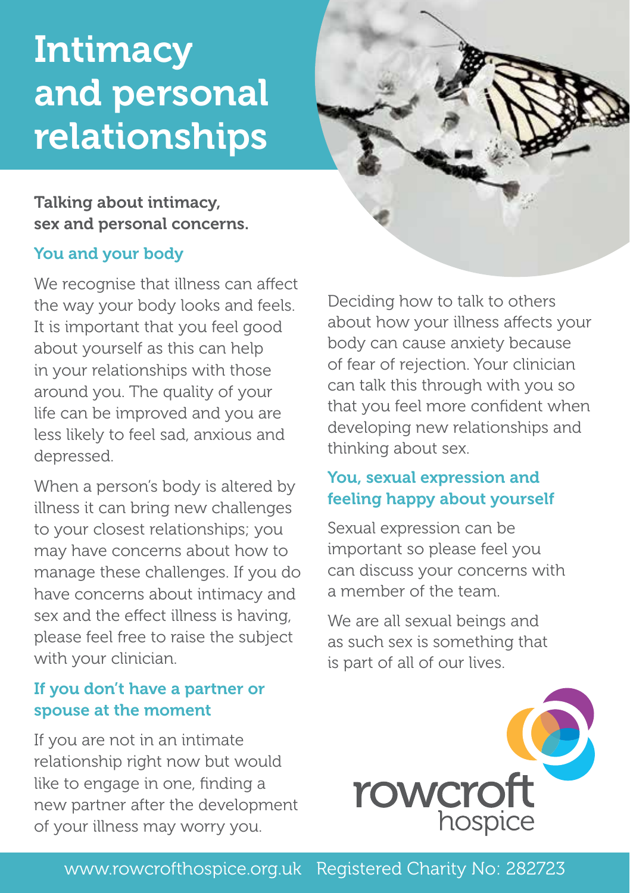# Intimacy and personal relationships

**Talking about intimacy, sex and personal concerns.**

## You and your body

We recognise that illness can affect the way your body looks and feels. It is important that you feel good about yourself as this can help in your relationships with those around you. The quality of your life can be improved and you are less likely to feel sad, anxious and depressed.

When a person's body is altered by illness it can bring new challenges to your closest relationships; you may have concerns about how to manage these challenges. If you do have concerns about intimacy and sex and the effect illness is having, please feel free to raise the subject with your clinician.

## If you don't have a partner or spouse at the moment

If you are not in an intimate relationship right now but would like to engage in one, finding a new partner after the development of your illness may worry you.

Deciding how to talk to others about how your illness affects your body can cause anxiety because of fear of rejection. Your clinician can talk this through with you so that you feel more confident when developing new relationships and thinking about sex.

## You, sexual expression and feeling happy about yourself

Sexual expression can be important so please feel you can discuss your concerns with a member of the team.

We are all sexual beings and as such sex is something that is part of all of our lives.

rowcroft hospice

www.rowcrofthospice.org.uk Registered Charity No: 282723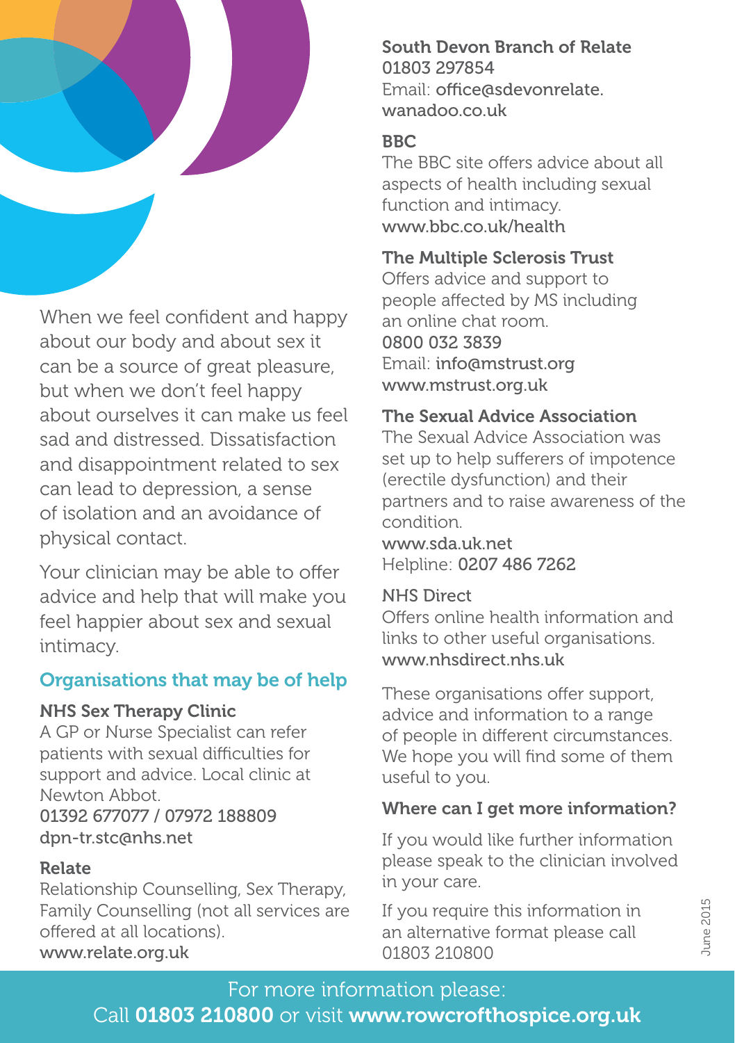When we feel confident and happy about our body and about sex it can be a source of great pleasure, but when we don't feel happy about ourselves it can make us feel sad and distressed. Dissatisfaction and disappointment related to sex can lead to depression, a sense of isolation and an avoidance of physical contact.

Your clinician may be able to offer advice and help that will make you feel happier about sex and sexual intimacy.

## Organisations that may be of help

**NHS Sex Therapy Clinic**
A GP or Nurse Specialist can refer patients with sexual difficulties for support and advice. Local clinic at Newton Abbot.
01392 677077 / 07972 188809
dpn-tr.stc@nhs.net

**Relate**
Relationship Counselling, Sex Therapy, Family Counselling (not all services are offered at all locations).
www.relate.org.uk

**South Devon Branch of Relate**
01803 297854
Email: office@sdevonrelate.wanadoo.co.uk

**BBC**
The BBC site offers advice about all aspects of health including sexual function and intimacy.
www.bbc.co.uk/health

**The Multiple Sclerosis Trust**
Offers advice and support to people affected by MS including an online chat room.
0800 032 3839
Email: info@mstrust.org
www.mstrust.org.uk

**The Sexual Advice Association**
The Sexual Advice Association was set up to help sufferers of impotence (erectile dysfunction) and their partners and to raise awareness of the condition.
www.sda.uk.net
Helpline: 0207 486 7262

**NHS Direct**
Offers online health information and links to other useful organisations.
www.nhsdirect.nhs.uk

These organisations offer support, advice and information to a range of people in different circumstances. We hope you will find some of them useful to you.

### Where can I get more information?

If you would like further information please speak to the clinician involved in your care.

If you require this information in an alternative format please call 01803 210800

June 2015

For more information please:
Call **01803 210800** or visit **www.rowcrofthospice.org.uk**